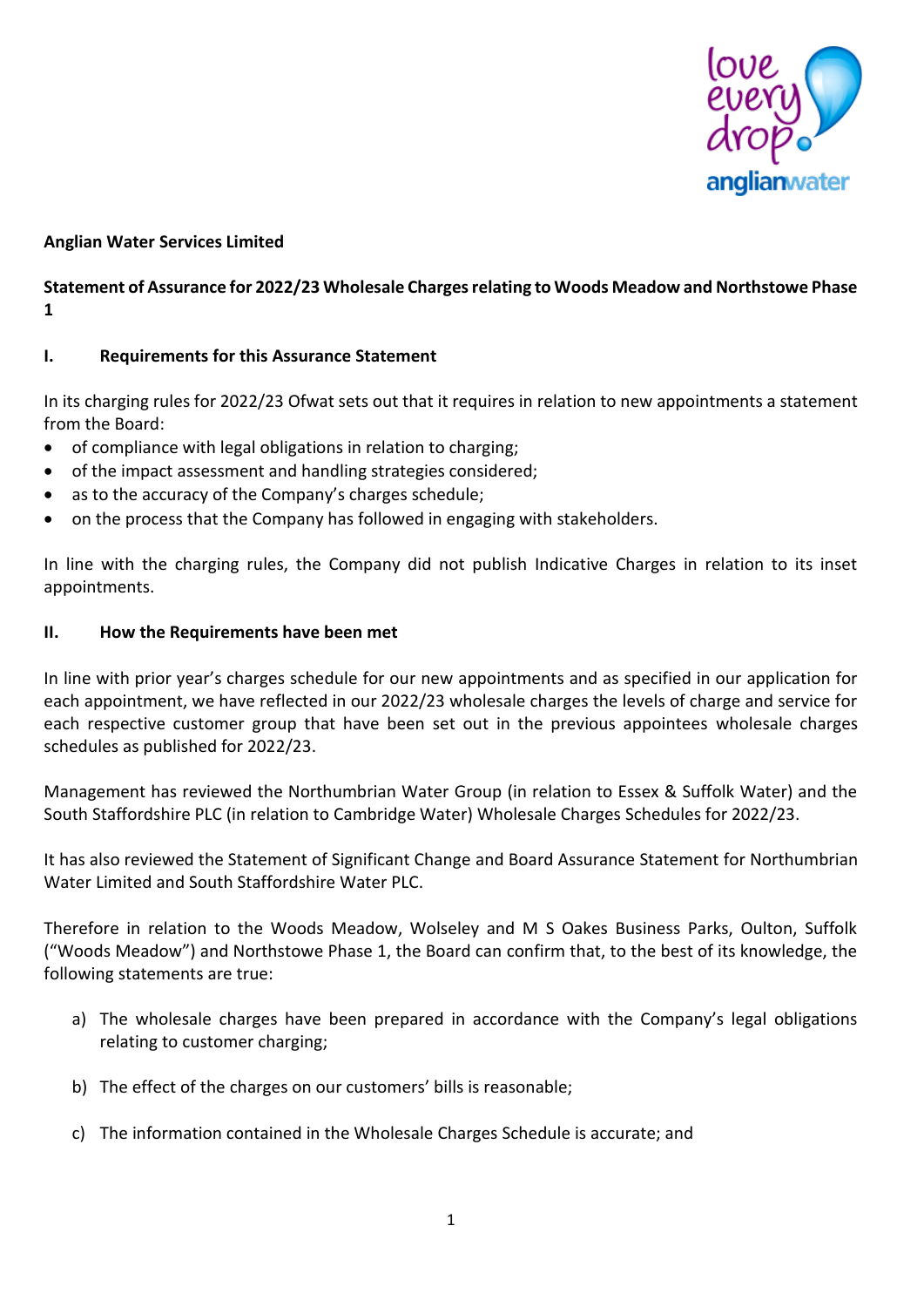**Anglian Water Services Limited**

**Statement of Assurance for 2022/23 Wholesale Charges relating to Woods Meadow and Northstowe Phase 1**

## I. Requirements for this Assurance Statement

In its charging rules for 2022/23 Ofwat sets out that it requires in relation to new appointments a statement from the Board:

- of compliance with legal obligations in relation to charging;
- of the impact assessment and handling strategies considered;
- as to the accuracy of the Company's charges schedule;
- on the process that the Company has followed in engaging with stakeholders.

In line with the charging rules, the Company did not publish Indicative Charges in relation to its inset appointments.

## II. How the Requirements have been met

In line with prior year's charges schedule for our new appointments and as specified in our application for each appointment, we have reflected in our 2022/23 wholesale charges the levels of charge and service for each respective customer group that have been set out in the previous appointees wholesale charges schedules as published for 2022/23.

Management has reviewed the Northumbrian Water Group (in relation to Essex & Suffolk Water) and the South Staffordshire PLC (in relation to Cambridge Water) Wholesale Charges Schedules for 2022/23.

It has also reviewed the Statement of Significant Change and Board Assurance Statement for Northumbrian Water Limited and South Staffordshire Water PLC.

Therefore in relation to the Woods Meadow, Wolseley and M S Oakes Business Parks, Oulton, Suffolk ("Woods Meadow") and Northstowe Phase 1, the Board can confirm that, to the best of its knowledge, the following statements are true:

a) The wholesale charges have been prepared in accordance with the Company's legal obligations relating to customer charging;

b) The effect of the charges on our customers' bills is reasonable;

c) The information contained in the Wholesale Charges Schedule is accurate; and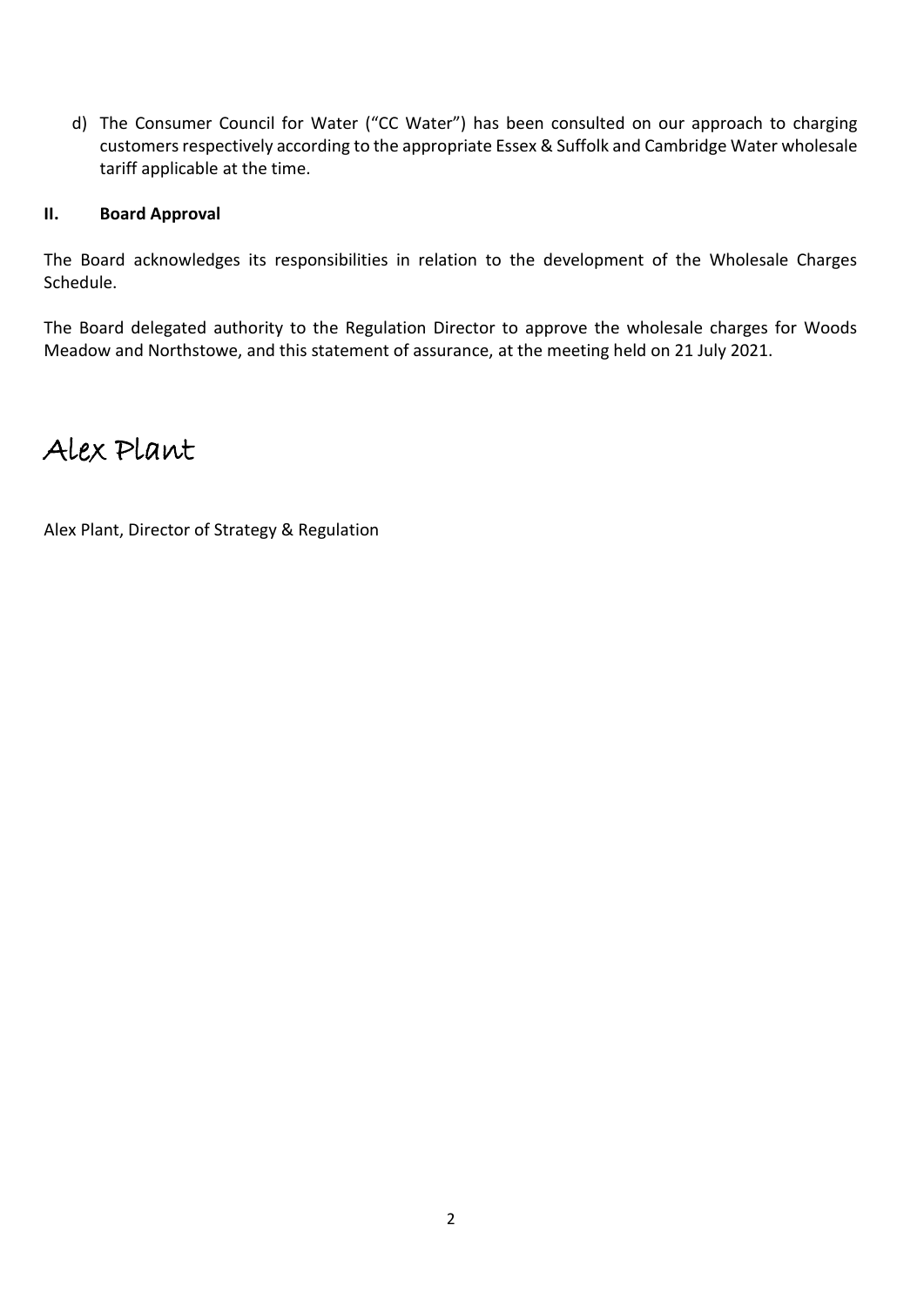d) The Consumer Council for Water ("CC Water") has been consulted on our approach to charging customers respectively according to the appropriate Essex & Suffolk and Cambridge Water wholesale tariff applicable at the time.

## II. Board Approval

The Board acknowledges its responsibilities in relation to the development of the Wholesale Charges Schedule.

The Board delegated authority to the Regulation Director to approve the wholesale charges for Woods Meadow and Northstowe, and this statement of assurance, at the meeting held on 21 July 2021.

Alex Plant

Alex Plant, Director of Strategy & Regulation